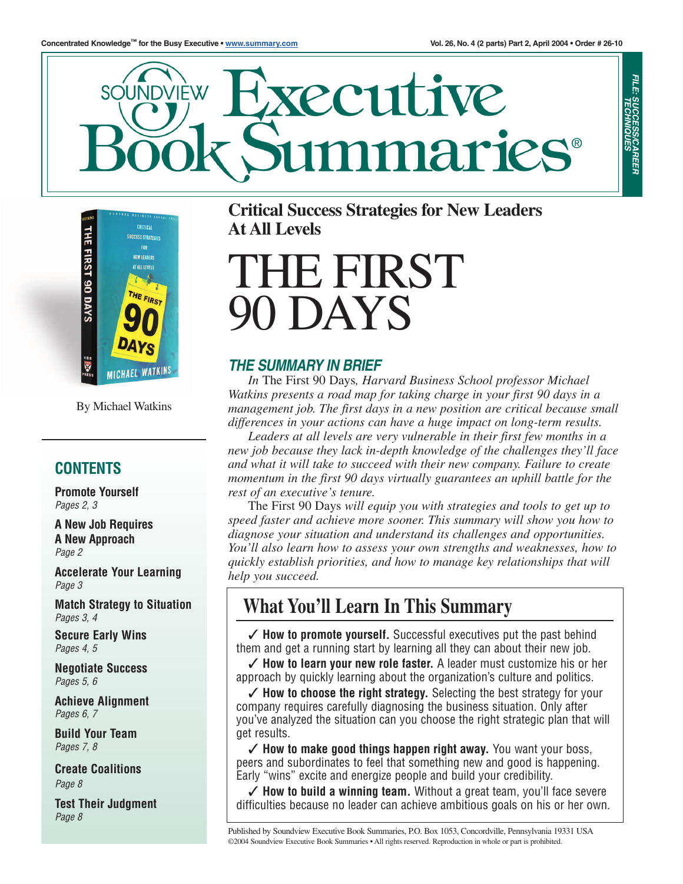Concentrated Knowledge™ for the Busy Executive • www.summary.com

Vol. 26, No. 4 (2 parts) Part 2, April 2004 • Order # 26-10

# Soundview Executive Book Summaries®

FILE: SUCCESS/CAREER TECHNIQUES

## Critical Success Strategies for New Leaders At All Levels

# THE FIRST 90 DAYS

By Michael Watkins

## CONTENTS

**Promote Yourself**
*Pages 2, 3*

**A New Job Requires A New Approach**
*Page 2*

**Accelerate Your Learning**
*Page 3*

**Match Strategy to Situation**
*Pages 3, 4*

**Secure Early Wins**
*Pages 4, 5*

**Negotiate Success**
*Pages 5, 6*

**Achieve Alignment**
*Pages 6, 7*

**Build Your Team**
*Pages 7, 8*

**Create Coalitions**
*Page 8*

**Test Their Judgment**
*Page 8*

## THE SUMMARY IN BRIEF

*In* The First 90 Days, *Harvard Business School professor Michael Watkins presents a road map for taking charge in your first 90 days in a management job. The first days in a new position are critical because small differences in your actions can have a huge impact on long-term results.*

*Leaders at all levels are very vulnerable in their first few months in a new job because they lack in-depth knowledge of the challenges they'll face and what it will take to succeed with their new company. Failure to create momentum in the first 90 days virtually guarantees an uphill battle for the rest of an executive's tenure.*

The First 90 Days *will equip you with strategies and tools to get up to speed faster and achieve more sooner. This summary will show you how to diagnose your situation and understand its challenges and opportunities. You'll also learn how to assess your own strengths and weaknesses, how to quickly establish priorities, and how to manage key relationships that will help you succeed.*

## What You'll Learn In This Summary

✓ **How to promote yourself.** Successful executives put the past behind them and get a running start by learning all they can about their new job.

✓ **How to learn your new role faster.** A leader must customize his or her approach by quickly learning about the organization's culture and politics.

✓ **How to choose the right strategy.** Selecting the best strategy for your company requires carefully diagnosing the business situation. Only after you've analyzed the situation can you choose the right strategic plan that will get results.

✓ **How to make good things happen right away.** You want your boss, peers and subordinates to feel that something new and good is happening. Early "wins" excite and energize people and build your credibility.

✓ **How to build a winning team.** Without a great team, you'll face severe difficulties because no leader can achieve ambitious goals on his or her own.

Published by Soundview Executive Book Summaries, P.O. Box 1053, Concordville, Pennsylvania 19331 USA
©2004 Soundview Executive Book Summaries • All rights reserved. Reproduction in whole or part is prohibited.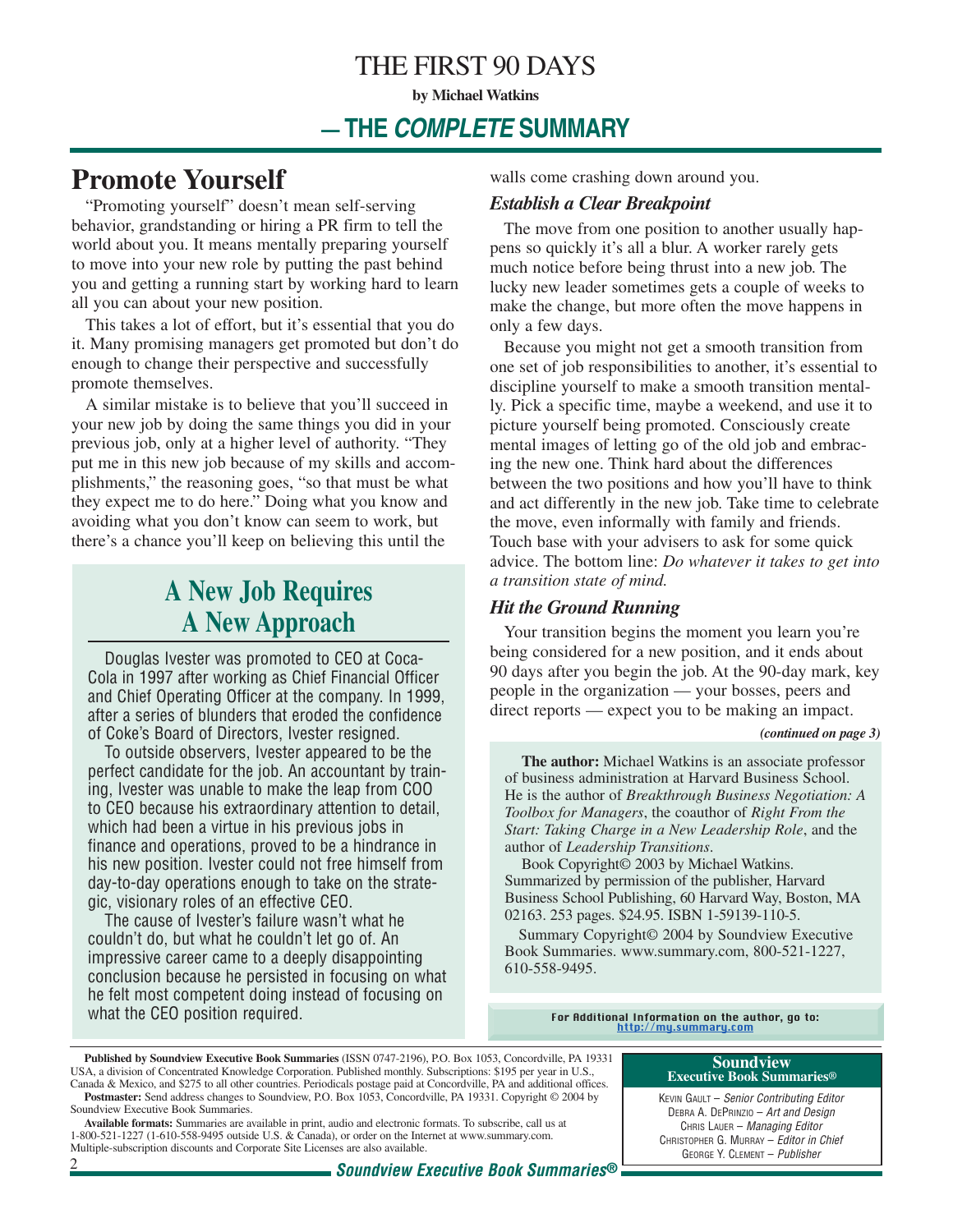# THE FIRST 90 DAYS

**by Michael Watkins**

## — THE *COMPLETE* SUMMARY

## Promote Yourself

"Promoting yourself" doesn't mean self-serving behavior, grandstanding or hiring a PR firm to tell the world about you. It means mentally preparing yourself to move into your new role by putting the past behind you and getting a running start by working hard to learn all you can about your new position.

This takes a lot of effort, but it's essential that you do it. Many promising managers get promoted but don't do enough to change their perspective and successfully promote themselves.

A similar mistake is to believe that you'll succeed in your new job by doing the same things you did in your previous job, only at a higher level of authority. "They put me in this new job because of my skills and accomplishments," the reasoning goes, "so that must be what they expect me to do here." Doing what you know and avoiding what you don't know can seem to work, but there's a chance you'll keep on believing this until the walls come crashing down around you.

### A New Job Requires A New Approach

Douglas Ivester was promoted to CEO at Coca-Cola in 1997 after working as Chief Financial Officer and Chief Operating Officer at the company. In 1999, after a series of blunders that eroded the confidence of Coke's Board of Directors, Ivester resigned.

To outside observers, Ivester appeared to be the perfect candidate for the job. An accountant by training, Ivester was unable to make the leap from COO to CEO because his extraordinary attention to detail, which had been a virtue in his previous jobs in finance and operations, proved to be a hindrance in his new position. Ivester could not free himself from day-to-day operations enough to take on the strategic, visionary roles of an effective CEO.

The cause of Ivester's failure wasn't what he couldn't do, but what he couldn't let go of. An impressive career came to a deeply disappointing conclusion because he persisted in focusing on what he felt most competent doing instead of focusing on what the CEO position required.

### *Establish a Clear Breakpoint*

The move from one position to another usually happens so quickly it's all a blur. A worker rarely gets much notice before being thrust into a new job. The lucky new leader sometimes gets a couple of weeks to make the change, but more often the move happens in only a few days.

Because you might not get a smooth transition from one set of job responsibilities to another, it's essential to discipline yourself to make a smooth transition mentally. Pick a specific time, maybe a weekend, and use it to picture yourself being promoted. Consciously create mental images of letting go of the old job and embracing the new one. Think hard about the differences between the two positions and how you'll have to think and act differently in the new job. Take time to celebrate the move, even informally with family and friends. Touch base with your advisers to ask for some quick advice. The bottom line: *Do whatever it takes to get into a transition state of mind.*

### *Hit the Ground Running*

Your transition begins the moment you learn you're being considered for a new position, and it ends about 90 days after you begin the job. At the 90-day mark, key people in the organization — your bosses, peers and direct reports — expect you to be making an impact.

*(continued on page 3)*

**The author:** Michael Watkins is an associate professor of business administration at Harvard Business School. He is the author of *Breakthrough Business Negotiation: A Toolbox for Managers*, the coauthor of *Right From the Start: Taking Charge in a New Leadership Role*, and the author of *Leadership Transitions*.

Book Copyright© 2003 by Michael Watkins. Summarized by permission of the publisher, Harvard Business School Publishing, 60 Harvard Way, Boston, MA 02163. 253 pages. $24.95. ISBN 1-59139-110-5.

Summary Copyright© 2004 by Soundview Executive Book Summaries. www.summary.com, 800-521-1227, 610-558-9495.

For Additional Information on the author, go to: http://my.summary.com

**Published by Soundview Executive Book Summaries** (ISSN 0747-2196), P.O. Box 1053, Concordville, PA 19331 USA, a division of Concentrated Knowledge Corporation. Published monthly. Subscriptions: $195 per year in U.S., Canada & Mexico, and $275 to all other countries. Periodicals postage paid at Concordville, PA and additional offices.

**Postmaster:** Send address changes to Soundview, P.O. Box 1053, Concordville, PA 19331. Copyright © 2004 by Soundview Executive Book Summaries.

**Available formats:** Summaries are available in print, audio and electronic formats. To subscribe, call us at 1-800-521-1227 (1-610-558-9495 outside U.S. & Canada), or order on the Internet at www.summary.com. Multiple-subscription discounts and Corporate Site Licenses are also available.

**Soundview Executive Book Summaries®**

Kevin Gault – *Senior Contributing Editor*
Debra A. DePrinzio – *Art and Design*
Chris Lauer – *Managing Editor*
Christopher G. Murray – *Editor in Chief*
George Y. Clement – *Publisher*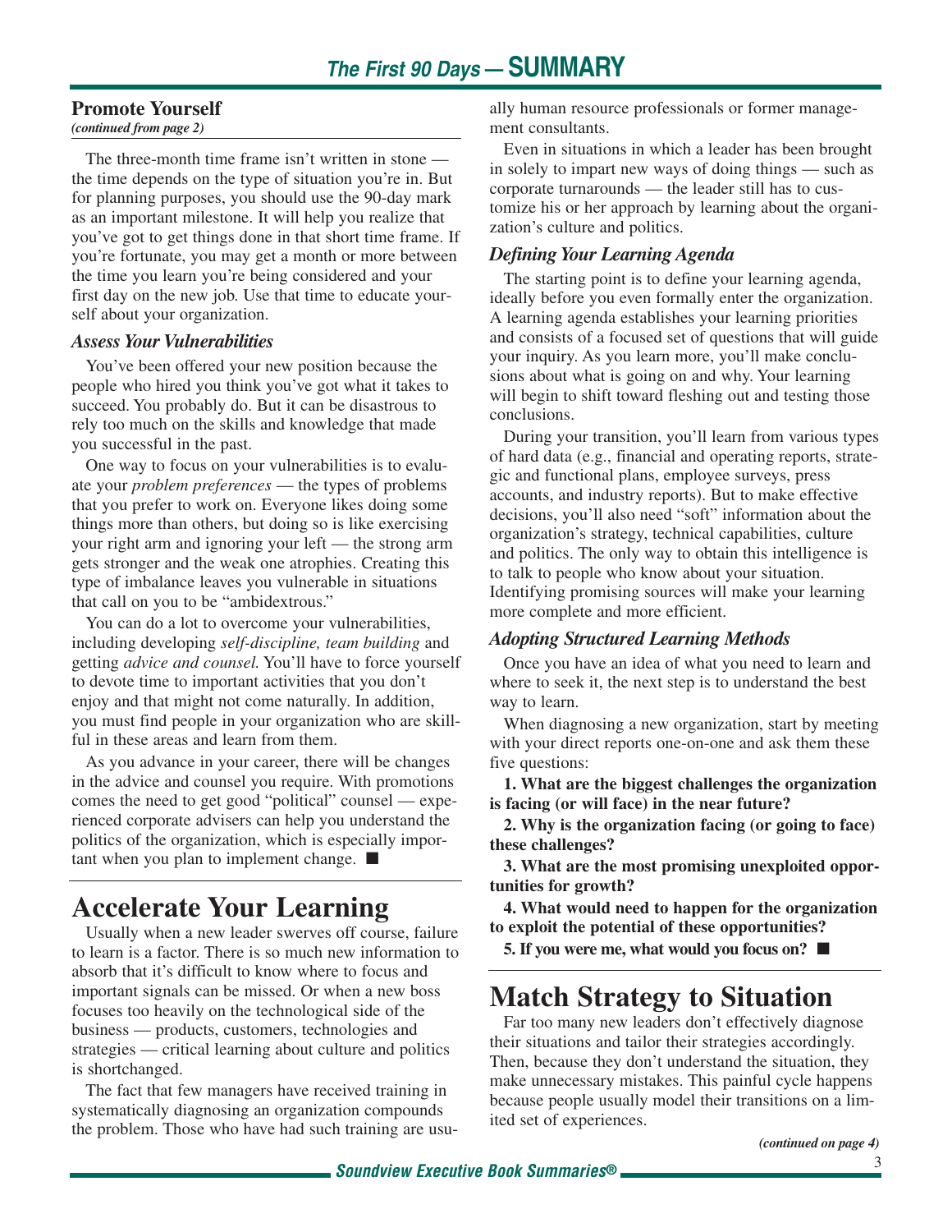## Promote Yourself

*(continued from page 2)*

The three-month time frame isn't written in stone — the time depends on the type of situation you're in. But for planning purposes, you should use the 90-day mark as an important milestone. It will help you realize that you've got to get things done in that short time frame. If you're fortunate, you may get a month or more between the time you learn you're being considered and your first day on the new job. Use that time to educate yourself about your organization.

### *Assess Your Vulnerabilities*

You've been offered your new position because the people who hired you think you've got what it takes to succeed. You probably do. But it can be disastrous to rely too much on the skills and knowledge that made you successful in the past.

One way to focus on your vulnerabilities is to evaluate your *problem preferences* — the types of problems that you prefer to work on. Everyone likes doing some things more than others, but doing so is like exercising your right arm and ignoring your left — the strong arm gets stronger and the weak one atrophies. Creating this type of imbalance leaves you vulnerable in situations that call on you to be "ambidextrous."

You can do a lot to overcome your vulnerabilities, including developing *self-discipline, team building* and getting *advice and counsel.* You'll have to force yourself to devote time to important activities that you don't enjoy and that might not come naturally. In addition, you must find people in your organization who are skillful in these areas and learn from them.

As you advance in your career, there will be changes in the advice and counsel you require. With promotions comes the need to get good "political" counsel — experienced corporate advisers can help you understand the politics of the organization, which is especially important when you plan to implement change. ■

# Accelerate Your Learning

Usually when a new leader swerves off course, failure to learn is a factor. There is so much new information to absorb that it's difficult to know where to focus and important signals can be missed. Or when a new boss focuses too heavily on the technological side of the business — products, customers, technologies and strategies — critical learning about culture and politics is shortchanged.

The fact that few managers have received training in systematically diagnosing an organization compounds the problem. Those who have had such training are usually human resource professionals or former management consultants.

Even in situations in which a leader has been brought in solely to impart new ways of doing things — such as corporate turnarounds — the leader still has to customize his or her approach by learning about the organization's culture and politics.

### *Defining Your Learning Agenda*

The starting point is to define your learning agenda, ideally before you even formally enter the organization. A learning agenda establishes your learning priorities and consists of a focused set of questions that will guide your inquiry. As you learn more, you'll make conclusions about what is going on and why. Your learning will begin to shift toward fleshing out and testing those conclusions.

During your transition, you'll learn from various types of hard data (e.g., financial and operating reports, strategic and functional plans, employee surveys, press accounts, and industry reports). But to make effective decisions, you'll also need "soft" information about the organization's strategy, technical capabilities, culture and politics. The only way to obtain this intelligence is to talk to people who know about your situation. Identifying promising sources will make your learning more complete and more efficient.

### *Adopting Structured Learning Methods*

Once you have an idea of what you need to learn and where to seek it, the next step is to understand the best way to learn.

When diagnosing a new organization, start by meeting with your direct reports one-on-one and ask them these five questions:

**1. What are the biggest challenges the organization is facing (or will face) in the near future?**

**2. Why is the organization facing (or going to face) these challenges?**

**3. What are the most promising unexploited opportunities for growth?**

**4. What would need to happen for the organization to exploit the potential of these opportunities?**

**5. If you were me, what would you focus on?** ■

# Match Strategy to Situation

Far too many new leaders don't effectively diagnose their situations and tailor their strategies accordingly. Then, because they don't understand the situation, they make unnecessary mistakes. This painful cycle happens because people usually model their transitions on a limited set of experiences.

*(continued on page 4)*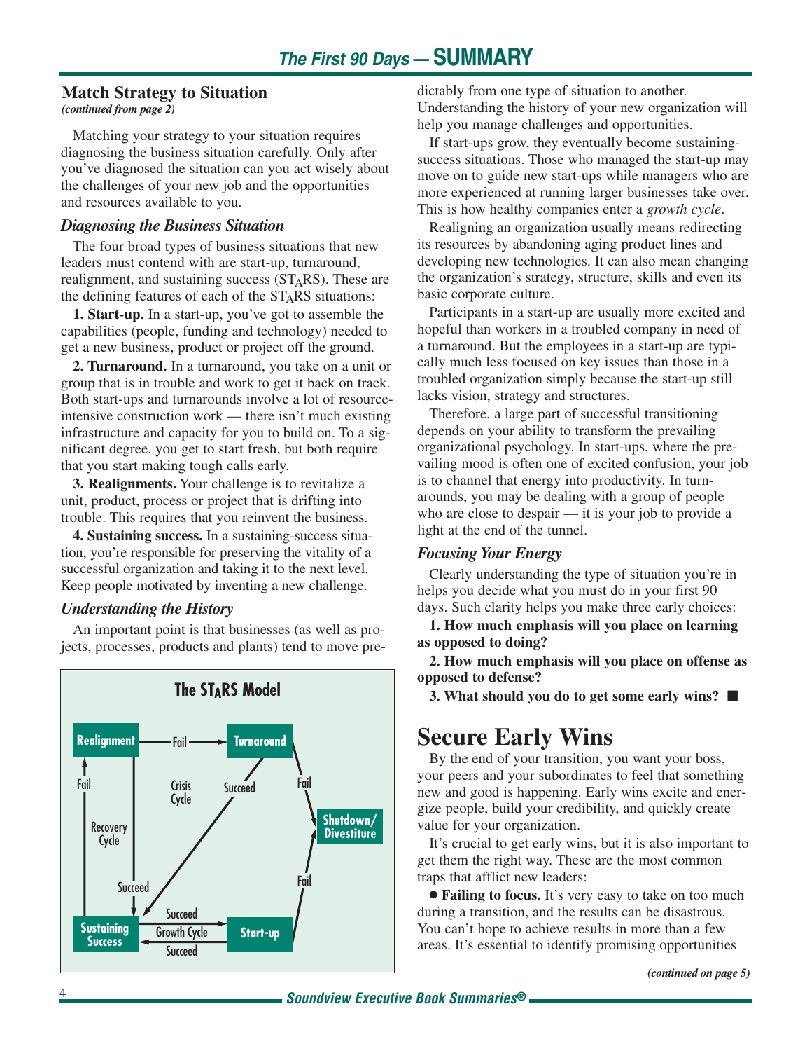## Match Strategy to Situation

*(continued from page 2)*

Matching your strategy to your situation requires diagnosing the business situation carefully. Only after you've diagnosed the situation can you act wisely about the challenges of your new job and the opportunities and resources available to you.

### *Diagnosing the Business Situation*

The four broad types of business situations that new leaders must contend with are start-up, turnaround, realignment, and sustaining success ($ST_ARS$). These are the defining features of each of the $ST_ARS$ situations:

**1. Start-up.** In a start-up, you've got to assemble the capabilities (people, funding and technology) needed to get a new business, product or project off the ground.

**2. Turnaround.** In a turnaround, you take on a unit or group that is in trouble and work to get it back on track. Both start-ups and turnarounds involve a lot of resource-intensive construction work — there isn't much existing infrastructure and capacity for you to build on. To a significant degree, you get to start fresh, but both require that you start making tough calls early.

**3. Realignments.** Your challenge is to revitalize a unit, product, process or project that is drifting into trouble. This requires that you reinvent the business.

**4. Sustaining success.** In a sustaining-success situation, you're responsible for preserving the vitality of a successful organization and taking it to the next level. Keep people motivated by inventing a new challenge.

### *Understanding the History*

An important point is that businesses (as well as projects, processes, products and plants) tend to move predictably from one type of situation to another. Understanding the history of your new organization will help you manage challenges and opportunities.

If start-ups grow, they eventually become sustaining-success situations. Those who managed the start-up may move on to guide new start-ups while managers who are more experienced at running larger businesses take over. This is how healthy companies enter a *growth cycle*.

Realigning an organization usually means redirecting its resources by abandoning aging product lines and developing new technologies. It can also mean changing the organization's strategy, structure, skills and even its basic corporate culture.

Participants in a start-up are usually more excited and hopeful than workers in a troubled company in need of a turnaround. But the employees in a start-up are typically much less focused on key issues than those in a troubled organization simply because the start-up still lacks vision, strategy and structures.

Therefore, a large part of successful transitioning depends on your ability to transform the prevailing organizational psychology. In start-ups, where the prevailing mood is often one of excited confusion, your job is to channel that energy into productivity. In turnarounds, you may be dealing with a group of people who are close to despair — it is your job to provide a light at the end of the tunnel.

**The $ST_ARS$ Model**

- Realignment — Fail → Turnaround
- Realignment — Succeed → Sustaining Success (Recovery Cycle)
- Sustaining Success — Fail → Realignment (Recovery Cycle)
- Turnaround — Succeed → Sustaining Success (Crisis Cycle)
- Turnaround — Fail → Shutdown/Divestiture
- Start-up — Fail → Shutdown/Divestiture
- Start-up — Succeed → Sustaining Success (Growth Cycle)
- Sustaining Success — Succeed → Start-up (Growth Cycle)

### *Focusing Your Energy*

Clearly understanding the type of situation you're in helps you decide what you must do in your first 90 days. Such clarity helps you make three early choices:

**1. How much emphasis will you place on learning as opposed to doing?**

**2. How much emphasis will you place on offense as opposed to defense?**

**3. What should you do to get some early wins?** ■

## Secure Early Wins

By the end of your transition, you want your boss, your peers and your subordinates to feel that something new and good is happening. Early wins excite and energize people, build your credibility, and quickly create value for your organization.

It's crucial to get early wins, but it is also important to get them the right way. These are the most common traps that afflict new leaders:

- **Failing to focus.** It's very easy to take on too much during a transition, and the results can be disastrous. You can't hope to achieve results in more than a few areas. It's essential to identify promising opportunities

*(continued on page 5)*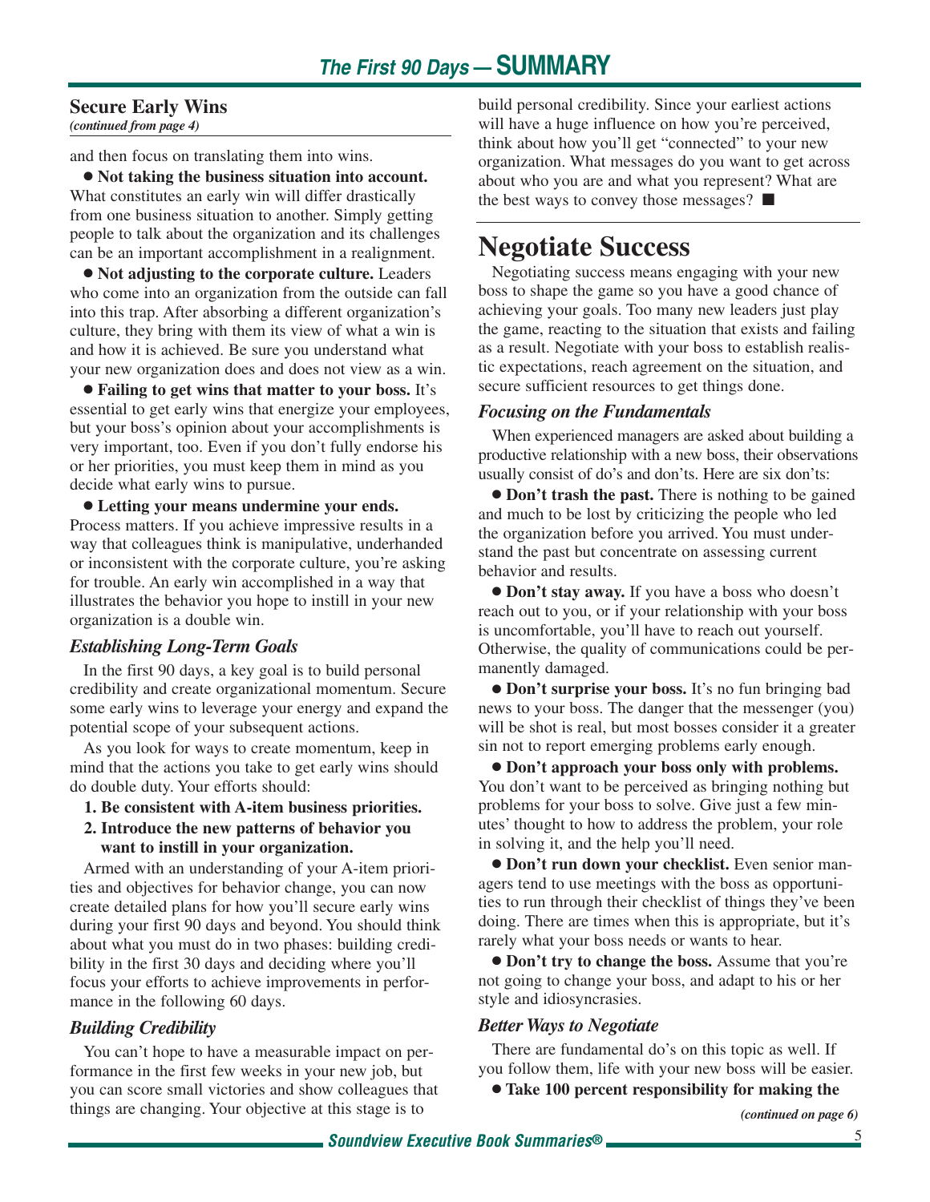## Secure Early Wins

*(continued from page 4)*

and then focus on translating them into wins.

- **Not taking the business situation into account.** What constitutes an early win will differ drastically from one business situation to another. Simply getting people to talk about the organization and its challenges can be an important accomplishment in a realignment.
- **Not adjusting to the corporate culture.** Leaders who come into an organization from the outside can fall into this trap. After absorbing a different organization's culture, they bring with them its view of what a win is and how it is achieved. Be sure you understand what your new organization does and does not view as a win.
- **Failing to get wins that matter to your boss.** It's essential to get early wins that energize your employees, but your boss's opinion about your accomplishments is very important, too. Even if you don't fully endorse his or her priorities, you must keep them in mind as you decide what early wins to pursue.
- **Letting your means undermine your ends.** Process matters. If you achieve impressive results in a way that colleagues think is manipulative, underhanded or inconsistent with the corporate culture, you're asking for trouble. An early win accomplished in a way that illustrates the behavior you hope to instill in your new organization is a double win.

### *Establishing Long-Term Goals*

In the first 90 days, a key goal is to build personal credibility and create organizational momentum. Secure some early wins to leverage your energy and expand the potential scope of your subsequent actions.

As you look for ways to create momentum, keep in mind that the actions you take to get early wins should do double duty. Your efforts should:

1. **Be consistent with A-item business priorities.**
2. **Introduce the new patterns of behavior you want to instill in your organization.**

Armed with an understanding of your A-item priorities and objectives for behavior change, you can now create detailed plans for how you'll secure early wins during your first 90 days and beyond. You should think about what you must do in two phases: building credibility in the first 30 days and deciding where you'll focus your efforts to achieve improvements in performance in the following 60 days.

### *Building Credibility*

You can't hope to have a measurable impact on performance in the first few weeks in your new job, but you can score small victories and show colleagues that things are changing. Your objective at this stage is to build personal credibility. Since your earliest actions will have a huge influence on how you're perceived, think about how you'll get "connected" to your new organization. What messages do you want to get across about who you are and what you represent? What are the best ways to convey those messages? ■

# Negotiate Success

Negotiating success means engaging with your new boss to shape the game so you have a good chance of achieving your goals. Too many new leaders just play the game, reacting to the situation that exists and failing as a result. Negotiate with your boss to establish realistic expectations, reach agreement on the situation, and secure sufficient resources to get things done.

### *Focusing on the Fundamentals*

When experienced managers are asked about building a productive relationship with a new boss, their observations usually consist of do's and don'ts. Here are six don'ts:

- **Don't trash the past.** There is nothing to be gained and much to be lost by criticizing the people who led the organization before you arrived. You must understand the past but concentrate on assessing current behavior and results.
- **Don't stay away.** If you have a boss who doesn't reach out to you, or if your relationship with your boss is uncomfortable, you'll have to reach out yourself. Otherwise, the quality of communications could be permanently damaged.
- **Don't surprise your boss.** It's no fun bringing bad news to your boss. The danger that the messenger (you) will be shot is real, but most bosses consider it a greater sin not to report emerging problems early enough.
- **Don't approach your boss only with problems.** You don't want to be perceived as bringing nothing but problems for your boss to solve. Give just a few minutes' thought to how to address the problem, your role in solving it, and the help you'll need.
- **Don't run down your checklist.** Even senior managers tend to use meetings with the boss as opportunities to run through their checklist of things they've been doing. There are times when this is appropriate, but it's rarely what your boss needs or wants to hear.
- **Don't try to change the boss.** Assume that you're not going to change your boss, and adapt to his or her style and idiosyncrasies.

### *Better Ways to Negotiate*

There are fundamental do's on this topic as well. If you follow them, life with your new boss will be easier.

- **Take 100 percent responsibility for making the**

*(continued on page 6)*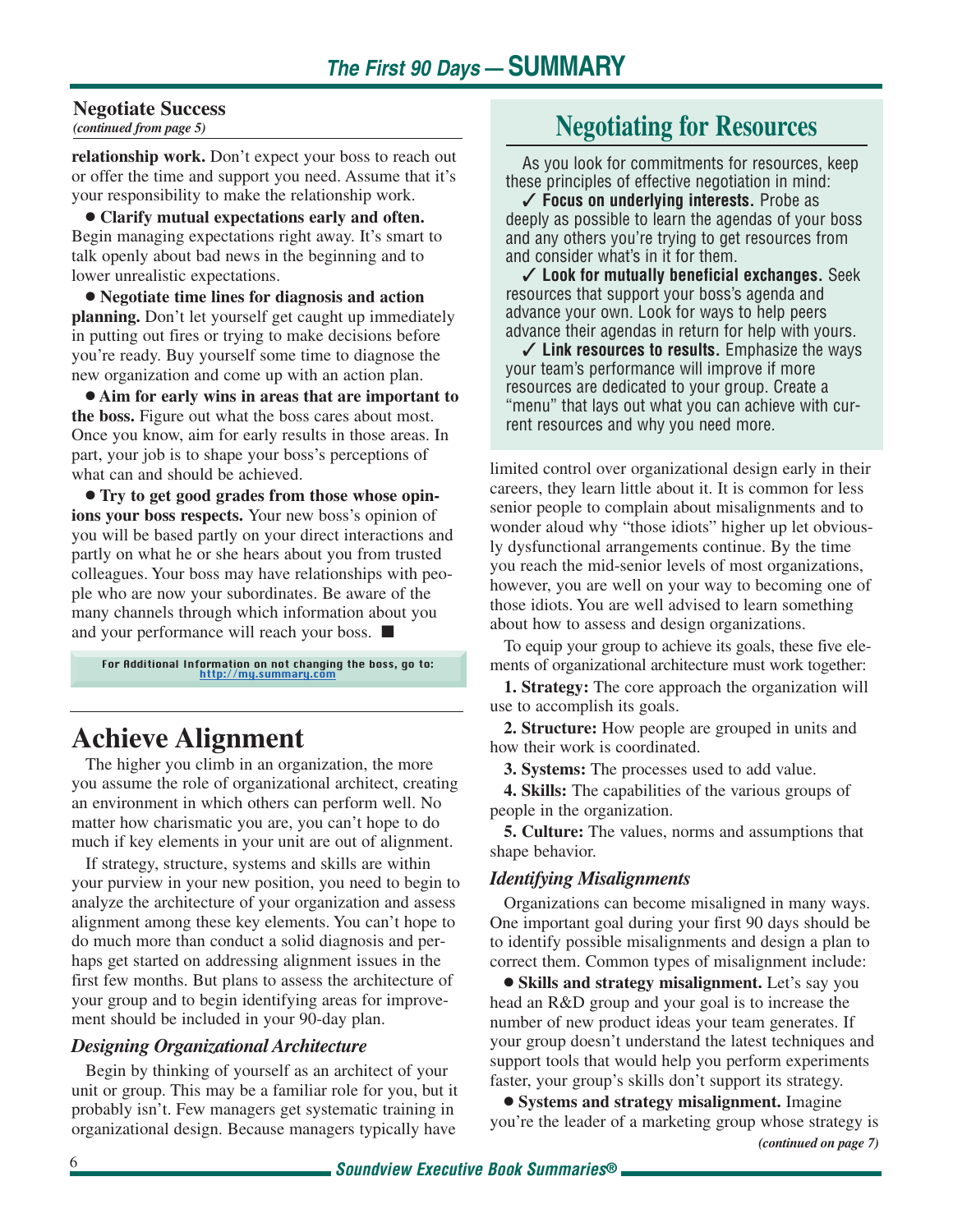### Negotiate Success

*(continued from page 5)*

**relationship work.** Don't expect your boss to reach out or offer the time and support you need. Assume that it's your responsibility to make the relationship work.

- **Clarify mutual expectations early and often.** Begin managing expectations right away. It's smart to talk openly about bad news in the beginning and to lower unrealistic expectations.
- **Negotiate time lines for diagnosis and action planning.** Don't let yourself get caught up immediately in putting out fires or trying to make decisions before you're ready. Buy yourself some time to diagnose the new organization and come up with an action plan.
- **Aim for early wins in areas that are important to the boss.** Figure out what the boss cares about most. Once you know, aim for early results in those areas. In part, your job is to shape your boss's perceptions of what can and should be achieved.
- **Try to get good grades from those whose opinions your boss respects.** Your new boss's opinion of you will be based partly on your direct interactions and partly on what he or she hears about you from trusted colleagues. Your boss may have relationships with people who are now your subordinates. Be aware of the many channels through which information about you and your performance will reach your boss. ■

For Additional Information on not changing the boss, go to: http://my.summary.com

## Negotiating for Resources

As you look for commitments for resources, keep these principles of effective negotiation in mind:

✓ **Focus on underlying interests.** Probe as deeply as possible to learn the agendas of your boss and any others you're trying to get resources from and consider what's in it for them.

✓ **Look for mutually beneficial exchanges.** Seek resources that support your boss's agenda and advance your own. Look for ways to help peers advance their agendas in return for help with yours.

✓ **Link resources to results.** Emphasize the ways your team's performance will improve if more resources are dedicated to your group. Create a "menu" that lays out what you can achieve with current resources and why you need more.

## Achieve Alignment

The higher you climb in an organization, the more you assume the role of organizational architect, creating an environment in which others can perform well. No matter how charismatic you are, you can't hope to do much if key elements in your unit are out of alignment.

If strategy, structure, systems and skills are within your purview in your new position, you need to begin to analyze the architecture of your organization and assess alignment among these key elements. You can't hope to do much more than conduct a solid diagnosis and perhaps get started on addressing alignment issues in the first few months. But plans to assess the architecture of your group and to begin identifying areas for improvement should be included in your 90-day plan.

### *Designing Organizational Architecture*

Begin by thinking of yourself as an architect of your unit or group. This may be a familiar role for you, but it probably isn't. Few managers get systematic training in organizational design. Because managers typically have limited control over organizational design early in their careers, they learn little about it. It is common for less senior people to complain about misalignments and to wonder aloud why "those idiots" higher up let obviously dysfunctional arrangements continue. By the time you reach the mid-senior levels of most organizations, however, you are well on your way to becoming one of those idiots. You are well advised to learn something about how to assess and design organizations.

To equip your group to achieve its goals, these five elements of organizational architecture must work together:

1. **Strategy:** The core approach the organization will use to accomplish its goals.
2. **Structure:** How people are grouped in units and how their work is coordinated.
3. **Systems:** The processes used to add value.
4. **Skills:** The capabilities of the various groups of people in the organization.
5. **Culture:** The values, norms and assumptions that shape behavior.

### *Identifying Misalignments*

Organizations can become misaligned in many ways. One important goal during your first 90 days should be to identify possible misalignments and design a plan to correct them. Common types of misalignment include:

- **Skills and strategy misalignment.** Let's say you head an R&D group and your goal is to increase the number of new product ideas your team generates. If your group doesn't understand the latest techniques and support tools that would help you perform experiments faster, your group's skills don't support its strategy.
- **Systems and strategy misalignment.** Imagine you're the leader of a marketing group whose strategy is

*(continued on page 7)*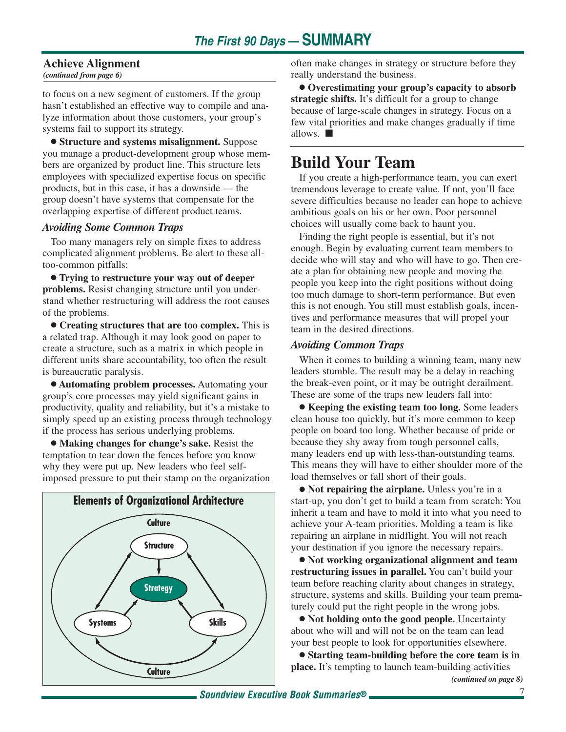## Achieve Alignment

*(continued from page 6)*

to focus on a new segment of customers. If the group hasn't established an effective way to compile and analyze information about those customers, your group's systems fail to support its strategy.

- **Structure and systems misalignment.** Suppose you manage a product-development group whose members are organized by product line. This structure lets employees with specialized expertise focus on specific products, but in this case, it has a downside — the group doesn't have systems that compensate for the overlapping expertise of different product teams.

### *Avoiding Some Common Traps*

Too many managers rely on simple fixes to address complicated alignment problems. Be alert to these all-too-common pitfalls:

- **Trying to restructure your way out of deeper problems.** Resist changing structure until you understand whether restructuring will address the root causes of the problems.
- **Creating structures that are too complex.** This is a related trap. Although it may look good on paper to create a structure, such as a matrix in which people in different units share accountability, too often the result is bureaucratic paralysis.
- **Automating problem processes.** Automating your group's core processes may yield significant gains in productivity, quality and reliability, but it's a mistake to simply speed up an existing process through technology if the process has serious underlying problems.
- **Making changes for change's sake.** Resist the temptation to tear down the fences before you know why they were put up. New leaders who feel self-imposed pressure to put their stamp on the organization often make changes in strategy or structure before they really understand the business.
- **Overestimating your group's capacity to absorb strategic shifts.** It's difficult for a group to change because of large-scale changes in strategy. Focus on a few vital priorities and make changes gradually if time allows. ■

**Elements of Organizational Architecture**

Culture — Structure — Strategy — Systems — Skills — Culture

# Build Your Team

If you create a high-performance team, you can exert tremendous leverage to create value. If not, you'll face severe difficulties because no leader can hope to achieve ambitious goals on his or her own. Poor personnel choices will usually come back to haunt you.

Finding the right people is essential, but it's not enough. Begin by evaluating current team members to decide who will stay and who will have to go. Then create a plan for obtaining new people and moving the people you keep into the right positions without doing too much damage to short-term performance. But even this is not enough. You still must establish goals, incentives and performance measures that will propel your team in the desired directions.

### *Avoiding Common Traps*

When it comes to building a winning team, many new leaders stumble. The result may be a delay in reaching the break-even point, or it may be outright derailment. These are some of the traps new leaders fall into:

- **Keeping the existing team too long.** Some leaders clean house too quickly, but it's more common to keep people on board too long. Whether because of pride or because they shy away from tough personnel calls, many leaders end up with less-than-outstanding teams. This means they will have to either shoulder more of the load themselves or fall short of their goals.
- **Not repairing the airplane.** Unless you're in a start-up, you don't get to build a team from scratch: You inherit a team and have to mold it into what you need to achieve your A-team priorities. Molding a team is like repairing an airplane in midflight. You will not reach your destination if you ignore the necessary repairs.
- **Not working organizational alignment and team restructuring issues in parallel.** You can't build your team before reaching clarity about changes in strategy, structure, systems and skills. Building your team prematurely could put the right people in the wrong jobs.
- **Not holding onto the good people.** Uncertainty about who will and will not be on the team can lead your best people to look for opportunities elsewhere.
- **Starting team-building before the core team is in place.** It's tempting to launch team-building activities

*(continued on page 8)*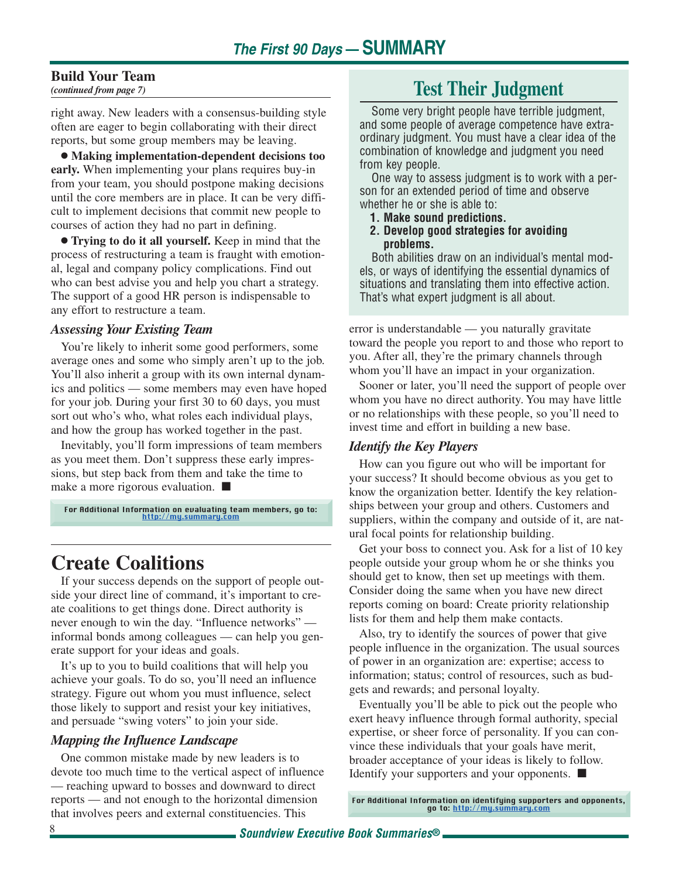## Build Your Team

*(continued from page 7)*

right away. New leaders with a consensus-building style often are eager to begin collaborating with their direct reports, but some group members may be leaving.

- **Making implementation-dependent decisions too early.** When implementing your plans requires buy-in from your team, you should postpone making decisions until the core members are in place. It can be very difficult to implement decisions that commit new people to courses of action they had no part in defining.
- **Trying to do it all yourself.** Keep in mind that the process of restructuring a team is fraught with emotional, legal and company policy complications. Find out who can best advise you and help you chart a strategy. The support of a good HR person is indispensable to any effort to restructure a team.

### *Assessing Your Existing Team*

You're likely to inherit some good performers, some average ones and some who simply aren't up to the job. You'll also inherit a group with its own internal dynamics and politics — some members may even have hoped for your job. During your first 30 to 60 days, you must sort out who's who, what roles each individual plays, and how the group has worked together in the past.

Inevitably, you'll form impressions of team members as you meet them. Don't suppress these early impressions, but step back from them and take the time to make a more rigorous evaluation. ■

For Additional Information on evaluating team members, go to: http://my.summary.com

## Test Their Judgment

Some very bright people have terrible judgment, and some people of average competence have extraordinary judgment. You must have a clear idea of the combination of knowledge and judgment you need from key people.

One way to assess judgment is to work with a person for an extended period of time and observe whether he or she is able to:

1. **Make sound predictions.**
2. **Develop good strategies for avoiding problems.**

Both abilities draw on an individual's mental models, or ways of identifying the essential dynamics of situations and translating them into effective action. That's what expert judgment is all about.

## Create Coalitions

If your success depends on the support of people outside your direct line of command, it's important to create coalitions to get things done. Direct authority is never enough to win the day. "Influence networks" — informal bonds among colleagues — can help you generate support for your ideas and goals.

It's up to you to build coalitions that will help you achieve your goals. To do so, you'll need an influence strategy. Figure out whom you must influence, select those likely to support and resist your key initiatives, and persuade "swing voters" to join your side.

### *Mapping the Influence Landscape*

One common mistake made by new leaders is to devote too much time to the vertical aspect of influence — reaching upward to bosses and downward to direct reports — and not enough to the horizontal dimension that involves peers and external constituencies. This error is understandable — you naturally gravitate toward the people you report to and those who report to you. After all, they're the primary channels through whom you'll have an impact in your organization.

Sooner or later, you'll need the support of people over whom you have no direct authority. You may have little or no relationships with these people, so you'll need to invest time and effort in building a new base.

### *Identify the Key Players*

How can you figure out who will be important for your success? It should become obvious as you get to know the organization better. Identify the key relationships between your group and others. Customers and suppliers, within the company and outside of it, are natural focal points for relationship building.

Get your boss to connect you. Ask for a list of 10 key people outside your group whom he or she thinks you should get to know, then set up meetings with them. Consider doing the same when you have new direct reports coming on board: Create priority relationship lists for them and help them make contacts.

Also, try to identify the sources of power that give people influence in the organization. The usual sources of power in an organization are: expertise; access to information; status; control of resources, such as budgets and rewards; and personal loyalty.

Eventually you'll be able to pick out the people who exert heavy influence through formal authority, special expertise, or sheer force of personality. If you can convince these individuals that your goals have merit, broader acceptance of your ideas is likely to follow. Identify your supporters and your opponents. ■

For Additional Information on identifying supporters and opponents, go to: http://my.summary.com